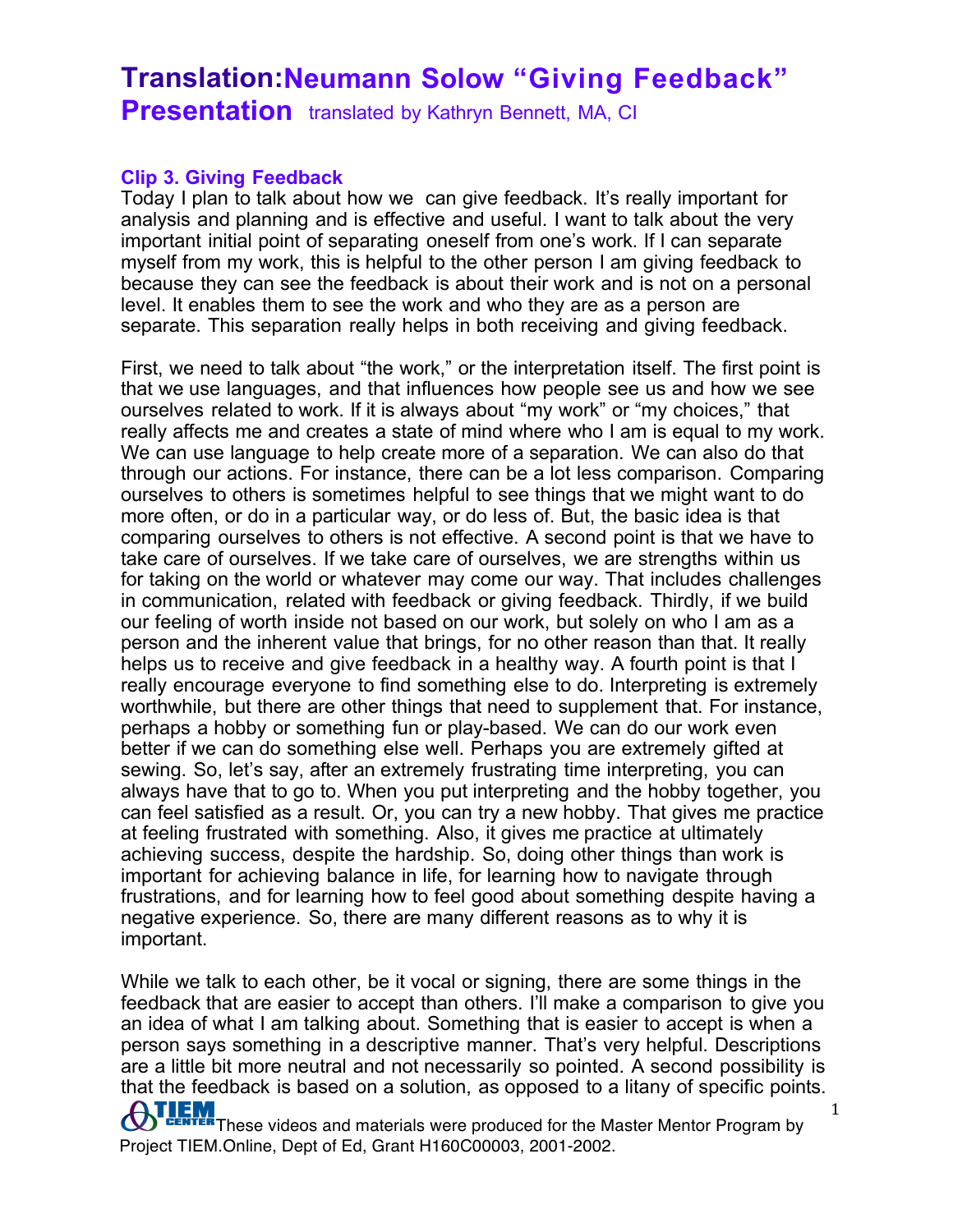# Translation: Neumann Solow "Giving Feedback" Presentation

translated by Kathryn Bennett, MA, CI

### Clip 3. Giving Feedback

Today I plan to talk about how we can give feedback. It's really important for analysis and planning and is effective and useful. I want to talk about the very important initial point of separating oneself from one's work. If I can separate myself from my work, this is helpful to the other person I am giving feedback to because they can see the feedback is about their work and is not on a personal level. It enables them to see the work and who they are as a person are separate. This separation really helps in both receiving and giving feedback.

First, we need to talk about "the work," or the interpretation itself. The first point is that we use languages, and that influences how people see us and how we see ourselves related to work. If it is always about "my work" or "my choices," that really affects me and creates a state of mind where who I am is equal to my work. We can use language to help create more of a separation. We can also do that through our actions. For instance, there can be a lot less comparison. Comparing ourselves to others is sometimes helpful to see things that we might want to do more often, or do in a particular way, or do less of. But, the basic idea is that comparing ourselves to others is not effective. A second point is that we have to take care of ourselves. If we take care of ourselves, we are strengths within us for taking on the world or whatever may come our way. That includes challenges in communication, related with feedback or giving feedback. Thirdly, if we build our feeling of worth inside not based on our work, but solely on who I am as a person and the inherent value that brings, for no other reason than that. It really helps us to receive and give feedback in a healthy way. A fourth point is that I really encourage everyone to find something else to do. Interpreting is extremely worthwhile, but there are other things that need to supplement that. For instance, perhaps a hobby or something fun or play-based. We can do our work even better if we can do something else well. Perhaps you are extremely gifted at sewing. So, let's say, after an extremely frustrating time interpreting, you can always have that to go to. When you put interpreting and the hobby together, you can feel satisfied as a result. Or, you can try a new hobby. That gives me practice at feeling frustrated with something. Also, it gives me practice at ultimately achieving success, despite the hardship. So, doing other things than work is important for achieving balance in life, for learning how to navigate through frustrations, and for learning how to feel good about something despite having a negative experience. So, there are many different reasons as to why it is important.

While we talk to each other, be it vocal or signing, there are some things in the feedback that are easier to accept than others. I'll make a comparison to give you an idea of what I am talking about. Something that is easier to accept is when a person says something in a descriptive manner. That's very helpful. Descriptions are a little bit more neutral and not necessarily so pointed. A second possibility is that the feedback is based on a solution, as opposed to a litany of specific points.

These videos and materials were produced for the Master Mentor Program by Project TIEM.Online, Dept of Ed, Grant H160C00003, 2001-2002.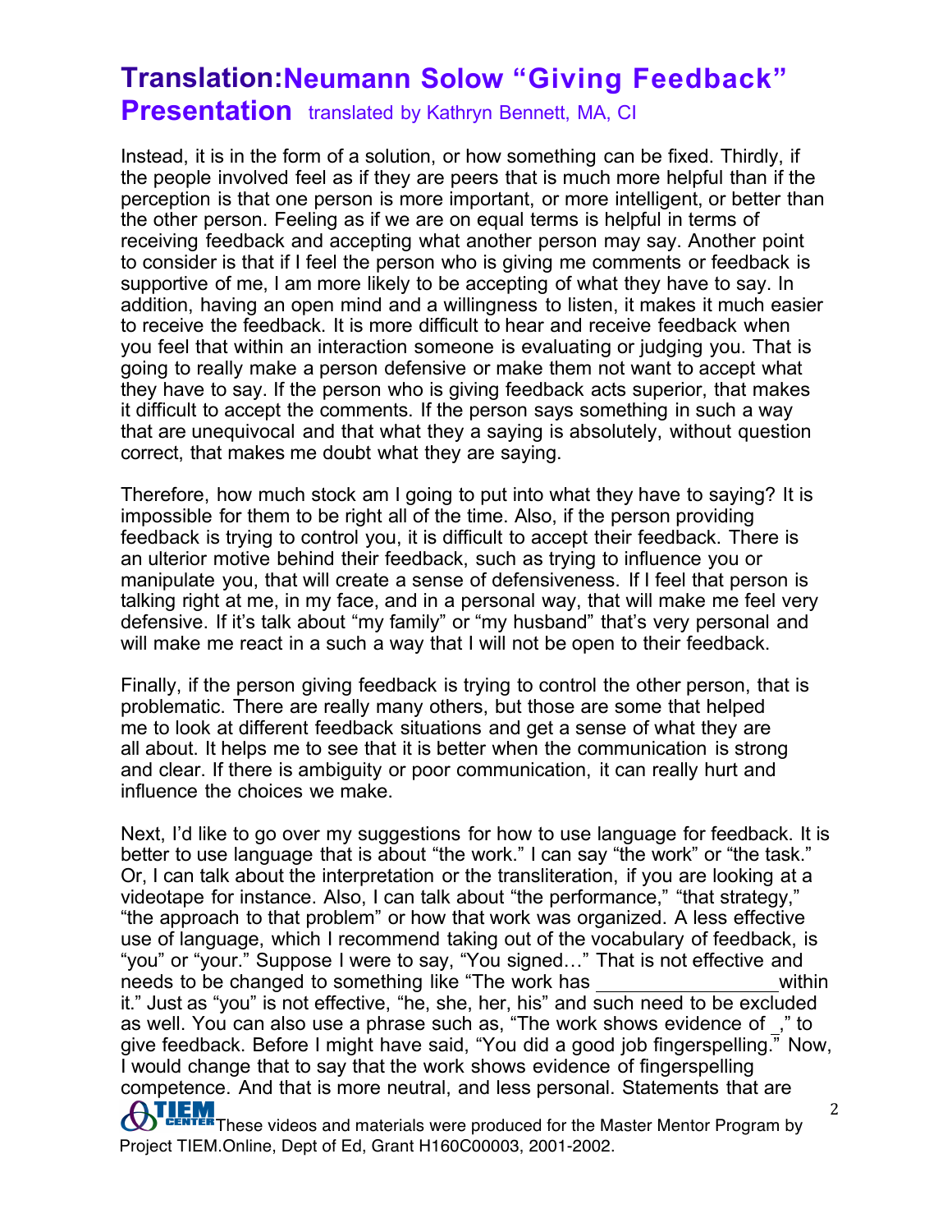# Translation:Neumann Solow "Giving Feedback" Presentation translated by Kathryn Bennett, MA, CI

Instead, it is in the form of a solution, or how something can be fixed. Thirdly, if the people involved feel as if they are peers that is much more helpful than if the perception is that one person is more important, or more intelligent, or better than the other person. Feeling as if we are on equal terms is helpful in terms of receiving feedback and accepting what another person may say. Another point to consider is that if I feel the person who is giving me comments or feedback is supportive of me, I am more likely to be accepting of what they have to say. In addition, having an open mind and a willingness to listen, it makes it much easier to receive the feedback. It is more difficult to hear and receive feedback when you feel that within an interaction someone is evaluating or judging you. That is going to really make a person defensive or make them not want to accept what they have to say. If the person who is giving feedback acts superior, that makes it difficult to accept the comments. If the person says something in such a way that are unequivocal and that what they a saying is absolutely, without question correct, that makes me doubt what they are saying.

Therefore, how much stock am I going to put into what they have to saying? It is impossible for them to be right all of the time. Also, if the person providing feedback is trying to control you, it is difficult to accept their feedback. There is an ulterior motive behind their feedback, such as trying to influence you or manipulate you, that will create a sense of defensiveness. If I feel that person is talking right at me, in my face, and in a personal way, that will make me feel very defensive. If it's talk about "my family" or "my husband" that's very personal and will make me react in a such a way that I will not be open to their feedback.

Finally, if the person giving feedback is trying to control the other person, that is problematic. There are really many others, but those are some that helped me to look at different feedback situations and get a sense of what they are all about. It helps me to see that it is better when the communication is strong and clear. If there is ambiguity or poor communication, it can really hurt and influence the choices we make.

Next, I'd like to go over my suggestions for how to use language for feedback. It is better to use language that is about "the work." I can say "the work" or "the task." Or, I can talk about the interpretation or the transliteration, if you are looking at a videotape for instance. Also, I can talk about "the performance," "that strategy," "the approach to that problem" or how that work was organized. A less effective use of language, which I recommend taking out of the vocabulary of feedback, is "you" or "your." Suppose I were to say, "You signed…" That is not effective and needs to be changed to something like "The work has ________________ within it." Just as "you" is not effective, "he, she, her, his" and such need to be excluded as well. You can also use a phrase such as, "The work shows evidence of _," to give feedback. Before I might have said, "You did a good job fingerspelling." Now, I would change that to say that the work shows evidence of fingerspelling competence. And that is more neutral, and less personal. Statements that are

These videos and materials were produced for the Master Mentor Program by Project TIEM.Online, Dept of Ed, Grant H160C00003, 2001-2002.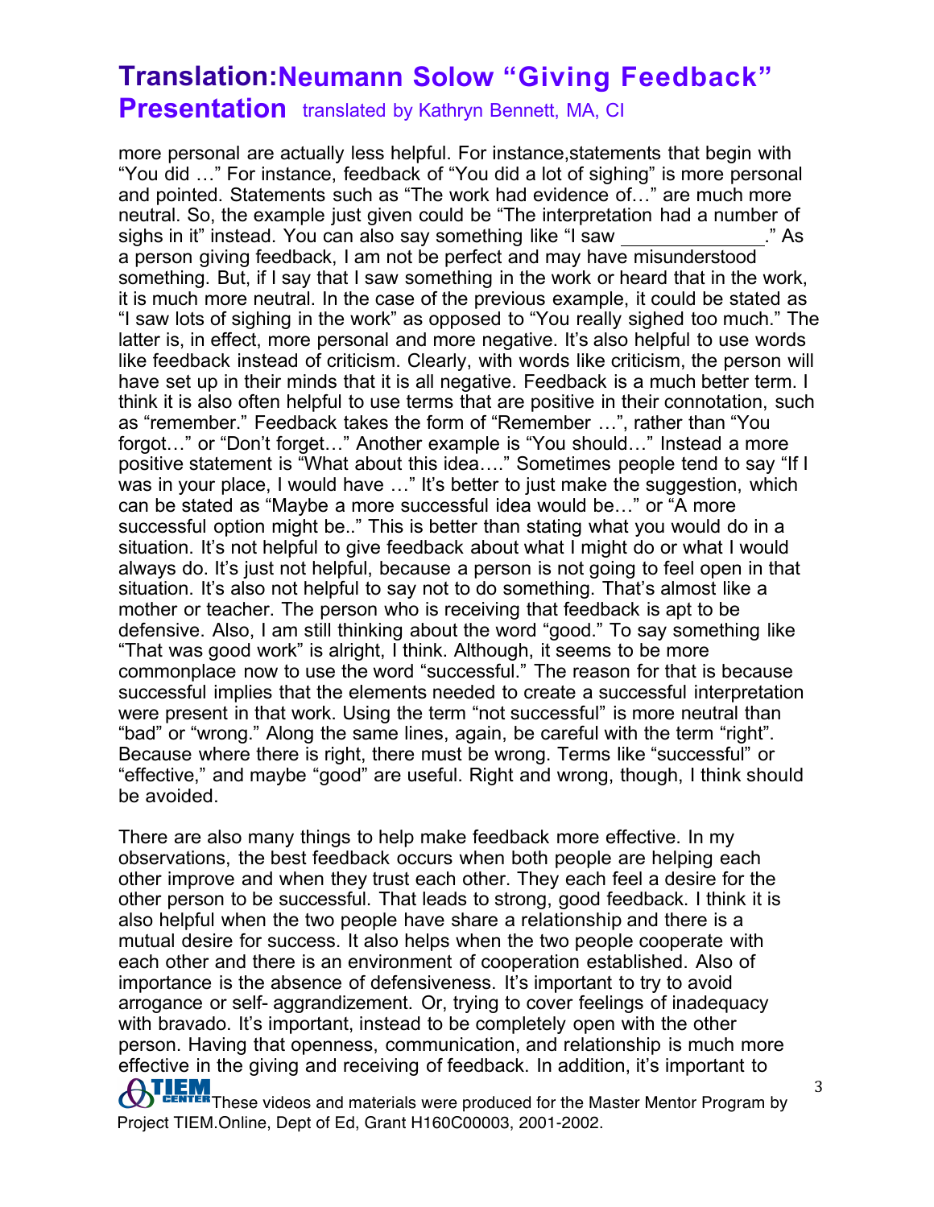more personal are actually less helpful. For instance,statements that begin with "You did …" For instance, feedback of "You did a lot of sighing" is more personal and pointed. Statements such as "The work had evidence of…" are much more neutral. So, the example just given could be "The interpretation had a number of sighs in it" instead. You can also say something like "I saw _____________." As a person giving feedback, I am not be perfect and may have misunderstood something. But, if I say that I saw something in the work or heard that in the work, it is much more neutral. In the case of the previous example, it could be stated as "I saw lots of sighing in the work" as opposed to "You really sighed too much." The latter is, in effect, more personal and more negative. It's also helpful to use words like feedback instead of criticism. Clearly, with words like criticism, the person will have set up in their minds that it is all negative. Feedback is a much better term. I think it is also often helpful to use terms that are positive in their connotation, such as "remember." Feedback takes the form of "Remember …", rather than "You forgot…" or "Don't forget…" Another example is "You should…" Instead a more positive statement is "What about this idea…." Sometimes people tend to say "If I was in your place, I would have …" It's better to just make the suggestion, which can be stated as "Maybe a more successful idea would be…" or "A more successful option might be.." This is better than stating what you would do in a situation. It's not helpful to give feedback about what I might do or what I would always do. It's just not helpful, because a person is not going to feel open in that situation. It's also not helpful to say not to do something. That's almost like a mother or teacher. The person who is receiving that feedback is apt to be defensive. Also, I am still thinking about the word "good." To say something like "That was good work" is alright, I think. Although, it seems to be more commonplace now to use the word "successful." The reason for that is because successful implies that the elements needed to create a successful interpretation were present in that work. Using the term "not successful" is more neutral than "bad" or "wrong." Along the same lines, again, be careful with the term "right". Because where there is right, there must be wrong. Terms like "successful" or "effective," and maybe "good" are useful. Right and wrong, though, I think should be avoided.

There are also many things to help make feedback more effective. In my observations, the best feedback occurs when both people are helping each other improve and when they trust each other. They each feel a desire for the other person to be successful. That leads to strong, good feedback. I think it is also helpful when the two people have share a relationship and there is a mutual desire for success. It also helps when the two people cooperate with each other and there is an environment of cooperation established. Also of importance is the absence of defensiveness. It's important to try to avoid arrogance or self- aggrandizement. Or, trying to cover feelings of inadequacy with bravado. It's important, instead to be completely open with the other person. Having that openness, communication, and relationship is much more effective in the giving and receiving of feedback. In addition, it's important to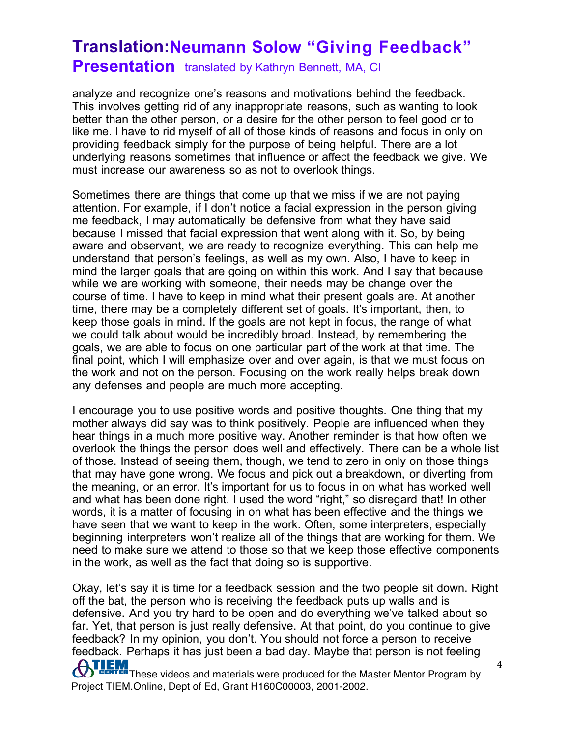analyze and recognize one's reasons and motivations behind the feedback. This involves getting rid of any inappropriate reasons, such as wanting to look better than the other person, or a desire for the other person to feel good or to like me. I have to rid myself of all of those kinds of reasons and focus in only on providing feedback simply for the purpose of being helpful. There are a lot underlying reasons sometimes that influence or affect the feedback we give. We must increase our awareness so as not to overlook things.

Sometimes there are things that come up that we miss if we are not paying attention. For example, if I don't notice a facial expression in the person giving me feedback, I may automatically be defensive from what they have said because I missed that facial expression that went along with it. So, by being aware and observant, we are ready to recognize everything. This can help me understand that person's feelings, as well as my own. Also, I have to keep in mind the larger goals that are going on within this work. And I say that because while we are working with someone, their needs may be change over the course of time. I have to keep in mind what their present goals are. At another time, there may be a completely different set of goals. It's important, then, to keep those goals in mind. If the goals are not kept in focus, the range of what we could talk about would be incredibly broad. Instead, by remembering the goals, we are able to focus on one particular part of the work at that time. The final point, which I will emphasize over and over again, is that we must focus on the work and not on the person. Focusing on the work really helps break down any defenses and people are much more accepting.

I encourage you to use positive words and positive thoughts. One thing that my mother always did say was to think positively. People are influenced when they hear things in a much more positive way. Another reminder is that how often we overlook the things the person does well and effectively. There can be a whole list of those. Instead of seeing them, though, we tend to zero in only on those things that may have gone wrong. We focus and pick out a breakdown, or diverting from the meaning, or an error. It's important for us to focus in on what has worked well and what has been done right. I used the word "right," so disregard that! In other words, it is a matter of focusing in on what has been effective and the things we have seen that we want to keep in the work. Often, some interpreters, especially beginning interpreters won't realize all of the things that are working for them. We need to make sure we attend to those so that we keep those effective components in the work, as well as the fact that doing so is supportive.

Okay, let's say it is time for a feedback session and the two people sit down. Right off the bat, the person who is receiving the feedback puts up walls and is defensive. And you try hard to be open and do everything we've talked about so far. Yet, that person is just really defensive. At that point, do you continue to give feedback? In my opinion, you don't. You should not force a person to receive feedback. Perhaps it has just been a bad day. Maybe that person is not feeling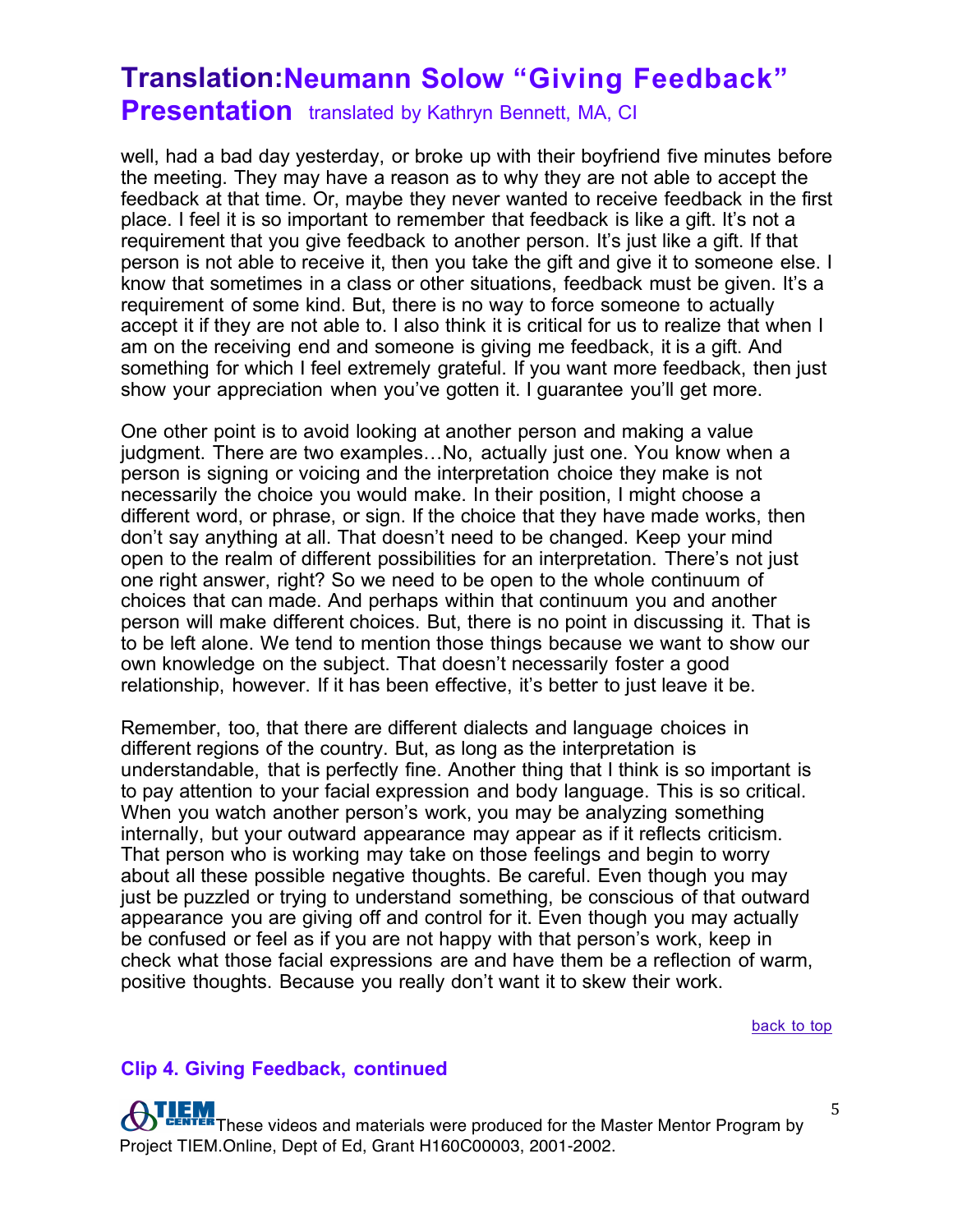well, had a bad day yesterday, or broke up with their boyfriend five minutes before the meeting. They may have a reason as to why they are not able to accept the feedback at that time. Or, maybe they never wanted to receive feedback in the first place. I feel it is so important to remember that feedback is like a gift. It's not a requirement that you give feedback to another person. It's just like a gift. If that person is not able to receive it, then you take the gift and give it to someone else. I know that sometimes in a class or other situations, feedback must be given. It's a requirement of some kind. But, there is no way to force someone to actually accept it if they are not able to. I also think it is critical for us to realize that when I am on the receiving end and someone is giving me feedback, it is a gift. And something for which I feel extremely grateful. If you want more feedback, then just show your appreciation when you've gotten it. I guarantee you'll get more.

One other point is to avoid looking at another person and making a value judgment. There are two examples…No, actually just one. You know when a person is signing or voicing and the interpretation choice they make is not necessarily the choice you would make. In their position, I might choose a different word, or phrase, or sign. If the choice that they have made works, then don't say anything at all. That doesn't need to be changed. Keep your mind open to the realm of different possibilities for an interpretation. There's not just one right answer, right? So we need to be open to the whole continuum of choices that can made. And perhaps within that continuum you and another person will make different choices. But, there is no point in discussing it. That is to be left alone. We tend to mention those things because we want to show our own knowledge on the subject. That doesn't necessarily foster a good relationship, however. If it has been effective, it's better to just leave it be.

Remember, too, that there are different dialects and language choices in different regions of the country. But, as long as the interpretation is understandable, that is perfectly fine. Another thing that I think is so important is to pay attention to your facial expression and body language. This is so critical. When you watch another person's work, you may be analyzing something internally, but your outward appearance may appear as if it reflects criticism. That person who is working may take on those feelings and begin to worry about all these possible negative thoughts. Be careful. Even though you may just be puzzled or trying to understand something, be conscious of that outward appearance you are giving off and control for it. Even though you may actually be confused or feel as if you are not happy with that person's work, keep in check what those facial expressions are and have them be a reflection of warm, positive thoughts. Because you really don't want it to skew their work.

back to top

### Clip 4. Giving Feedback, continued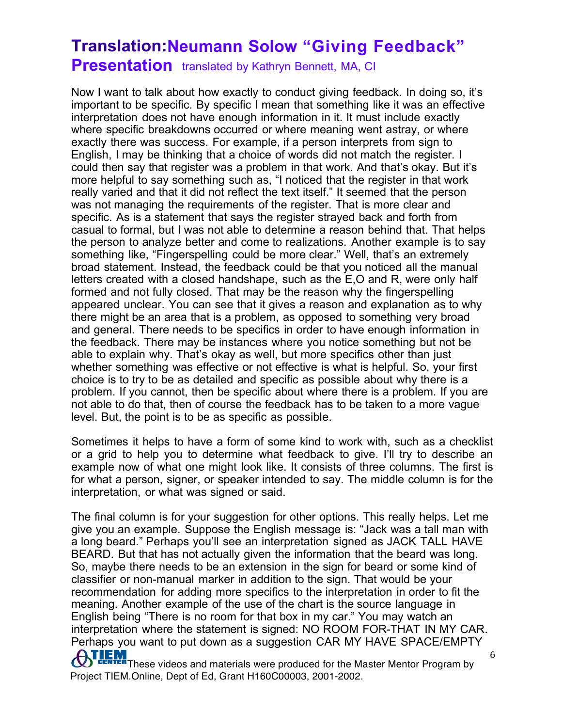# Translation: Neumann Solow "Giving Feedback" Presentation

translated by Kathryn Bennett, MA, CI

Now I want to talk about how exactly to conduct giving feedback. In doing so, it's important to be specific. By specific I mean that something like it was an effective interpretation does not have enough information in it. It must include exactly where specific breakdowns occurred or where meaning went astray, or where exactly there was success. For example, if a person interprets from sign to English, I may be thinking that a choice of words did not match the register. I could then say that register was a problem in that work. And that's okay. But it's more helpful to say something such as, "I noticed that the register in that work really varied and that it did not reflect the text itself." It seemed that the person was not managing the requirements of the register. That is more clear and specific. As is a statement that says the register strayed back and forth from casual to formal, but I was not able to determine a reason behind that. That helps the person to analyze better and come to realizations. Another example is to say something like, "Fingerspelling could be more clear." Well, that's an extremely broad statement. Instead, the feedback could be that you noticed all the manual letters created with a closed handshape, such as the E,O and R, were only half formed and not fully closed. That may be the reason why the fingerspelling appeared unclear. You can see that it gives a reason and explanation as to why there might be an area that is a problem, as opposed to something very broad and general. There needs to be specifics in order to have enough information in the feedback. There may be instances where you notice something but not be able to explain why. That's okay as well, but more specifics other than just whether something was effective or not effective is what is helpful. So, your first choice is to try to be as detailed and specific as possible about why there is a problem. If you cannot, then be specific about where there is a problem. If you are not able to do that, then of course the feedback has to be taken to a more vague level. But, the point is to be as specific as possible.

Sometimes it helps to have a form of some kind to work with, such as a checklist or a grid to help you to determine what feedback to give. I'll try to describe an example now of what one might look like. It consists of three columns. The first is for what a person, signer, or speaker intended to say. The middle column is for the interpretation, or what was signed or said.

The final column is for your suggestion for other options. This really helps. Let me give you an example. Suppose the English message is: "Jack was a tall man with a long beard." Perhaps you'll see an interpretation signed as JACK TALL HAVE BEARD. But that has not actually given the information that the beard was long. So, maybe there needs to be an extension in the sign for beard or some kind of classifier or non-manual marker in addition to the sign. That would be your recommendation for adding more specifics to the interpretation in order to fit the meaning. Another example of the use of the chart is the source language in English being "There is no room for that box in my car." You may watch an interpretation where the statement is signed: NO ROOM FOR-THAT IN MY CAR. Perhaps you want to put down as a suggestion CAR MY HAVE SPACE/EMPTY

These videos and materials were produced for the Master Mentor Program by Project TIEM.Online, Dept of Ed, Grant H160C00003, 2001-2002.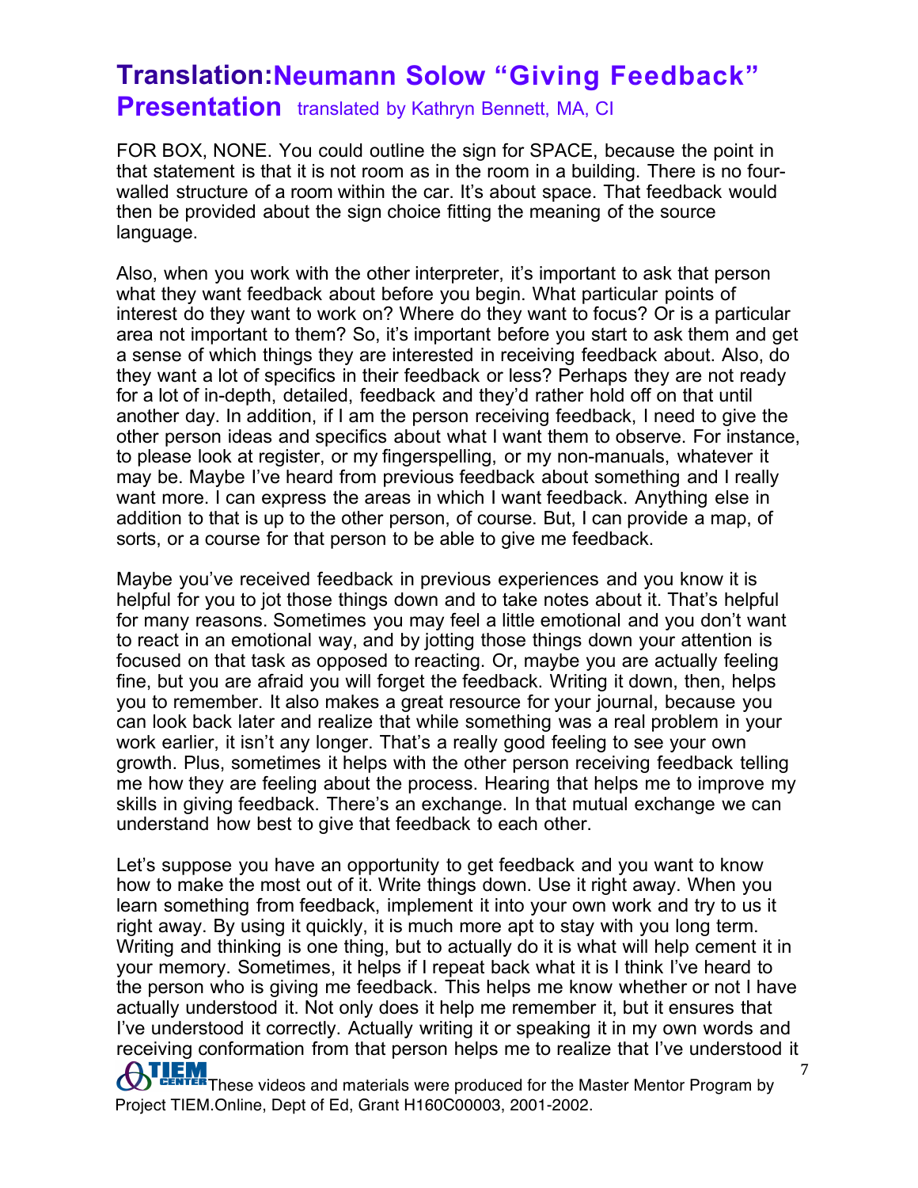# Translation: Neumann Solow "Giving Feedback" Presentation

translated by Kathryn Bennett, MA, CI

FOR BOX, NONE. You could outline the sign for SPACE, because the point in that statement is that it is not room as in the room in a building. There is no four-walled structure of a room within the car. It's about space. That feedback would then be provided about the sign choice fitting the meaning of the source language.

Also, when you work with the other interpreter, it's important to ask that person what they want feedback about before you begin. What particular points of interest do they want to work on? Where do they want to focus? Or is a particular area not important to them? So, it's important before you start to ask them and get a sense of which things they are interested in receiving feedback about. Also, do they want a lot of specifics in their feedback or less? Perhaps they are not ready for a lot of in-depth, detailed, feedback and they'd rather hold off on that until another day. In addition, if I am the person receiving feedback, I need to give the other person ideas and specifics about what I want them to observe. For instance, to please look at register, or my fingerspelling, or my non-manuals, whatever it may be. Maybe I've heard from previous feedback about something and I really want more. I can express the areas in which I want feedback. Anything else in addition to that is up to the other person, of course. But, I can provide a map, of sorts, or a course for that person to be able to give me feedback.

Maybe you've received feedback in previous experiences and you know it is helpful for you to jot those things down and to take notes about it. That's helpful for many reasons. Sometimes you may feel a little emotional and you don't want to react in an emotional way, and by jotting those things down your attention is focused on that task as opposed to reacting. Or, maybe you are actually feeling fine, but you are afraid you will forget the feedback. Writing it down, then, helps you to remember. It also makes a great resource for your journal, because you can look back later and realize that while something was a real problem in your work earlier, it isn't any longer. That's a really good feeling to see your own growth. Plus, sometimes it helps with the other person receiving feedback telling me how they are feeling about the process. Hearing that helps me to improve my skills in giving feedback. There's an exchange. In that mutual exchange we can understand how best to give that feedback to each other.

Let's suppose you have an opportunity to get feedback and you want to know how to make the most out of it. Write things down. Use it right away. When you learn something from feedback, implement it into your own work and try to us it right away. By using it quickly, it is much more apt to stay with you long term. Writing and thinking is one thing, but to actually do it is what will help cement it in your memory. Sometimes, it helps if I repeat back what it is I think I've heard to the person who is giving me feedback. This helps me know whether or not I have actually understood it. Not only does it help me remember it, but it ensures that I've understood it correctly. Actually writing it or speaking it in my own words and receiving conformation from that person helps me to realize that I've understood it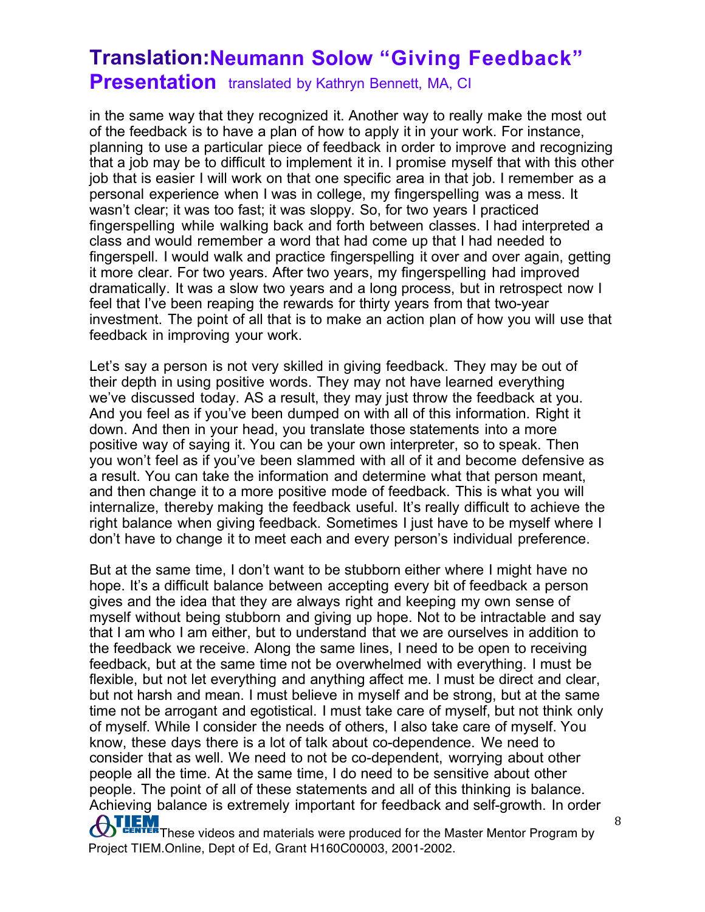in the same way that they recognized it. Another way to really make the most out of the feedback is to have a plan of how to apply it in your work. For instance, planning to use a particular piece of feedback in order to improve and recognizing that a job may be to difficult to implement it in. I promise myself that with this other job that is easier I will work on that one specific area in that job. I remember as a personal experience when I was in college, my fingerspelling was a mess. It wasn't clear; it was too fast; it was sloppy. So, for two years I practiced fingerspelling while walking back and forth between classes. I had interpreted a class and would remember a word that had come up that I had needed to fingerspell. I would walk and practice fingerspelling it over and over again, getting it more clear. For two years. After two years, my fingerspelling had improved dramatically. It was a slow two years and a long process, but in retrospect now I feel that I've been reaping the rewards for thirty years from that two-year investment. The point of all that is to make an action plan of how you will use that feedback in improving your work.

Let's say a person is not very skilled in giving feedback. They may be out of their depth in using positive words. They may not have learned everything we've discussed today. AS a result, they may just throw the feedback at you. And you feel as if you've been dumped on with all of this information. Right it down. And then in your head, you translate those statements into a more positive way of saying it. You can be your own interpreter, so to speak. Then you won't feel as if you've been slammed with all of it and become defensive as a result. You can take the information and determine what that person meant, and then change it to a more positive mode of feedback. This is what you will internalize, thereby making the feedback useful. It's really difficult to achieve the right balance when giving feedback. Sometimes I just have to be myself where I don't have to change it to meet each and every person's individual preference.

But at the same time, I don't want to be stubborn either where I might have no hope. It's a difficult balance between accepting every bit of feedback a person gives and the idea that they are always right and keeping my own sense of myself without being stubborn and giving up hope. Not to be intractable and say that I am who I am either, but to understand that we are ourselves in addition to the feedback we receive. Along the same lines, I need to be open to receiving feedback, but at the same time not be overwhelmed with everything. I must be flexible, but not let everything and anything affect me. I must be direct and clear, but not harsh and mean. I must believe in myself and be strong, but at the same time not be arrogant and egotistical. I must take care of myself, but not think only of myself. While I consider the needs of others, I also take care of myself. You know, these days there is a lot of talk about co-dependence. We need to consider that as well. We need to not be co-dependent, worrying about other people all the time. At the same time, I do need to be sensitive about other people. The point of all of these statements and all of this thinking is balance. Achieving balance is extremely important for feedback and self-growth. In order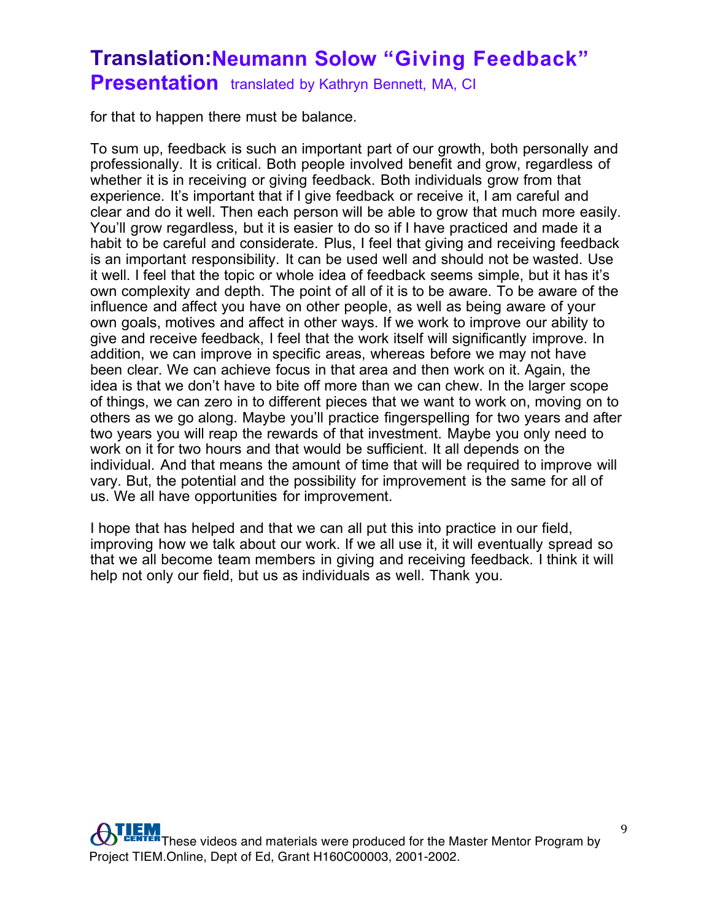for that to happen there must be balance.

To sum up, feedback is such an important part of our growth, both personally and professionally. It is critical. Both people involved benefit and grow, regardless of whether it is in receiving or giving feedback. Both individuals grow from that experience. It's important that if I give feedback or receive it, I am careful and clear and do it well. Then each person will be able to grow that much more easily. You'll grow regardless, but it is easier to do so if I have practiced and made it a habit to be careful and considerate. Plus, I feel that giving and receiving feedback is an important responsibility. It can be used well and should not be wasted. Use it well. I feel that the topic or whole idea of feedback seems simple, but it has it's own complexity and depth. The point of all of it is to be aware. To be aware of the influence and affect you have on other people, as well as being aware of your own goals, motives and affect in other ways. If we work to improve our ability to give and receive feedback, I feel that the work itself will significantly improve. In addition, we can improve in specific areas, whereas before we may not have been clear. We can achieve focus in that area and then work on it. Again, the idea is that we don't have to bite off more than we can chew. In the larger scope of things, we can zero in to different pieces that we want to work on, moving on to others as we go along. Maybe you'll practice fingerspelling for two years and after two years you will reap the rewards of that investment. Maybe you only need to work on it for two hours and that would be sufficient. It all depends on the individual. And that means the amount of time that will be required to improve will vary. But, the potential and the possibility for improvement is the same for all of us. We all have opportunities for improvement.

I hope that has helped and that we can all put this into practice in our field, improving how we talk about our work. If we all use it, it will eventually spread so that we all become team members in giving and receiving feedback. I think it will help not only our field, but us as individuals as well. Thank you.